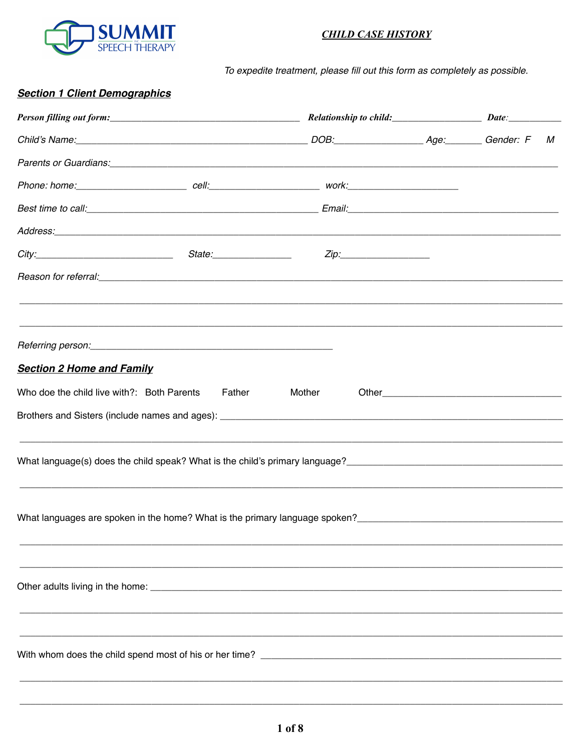SUMMIT SPEECH THERAPY

## *CHILD CASE HISTORY*

*To expedite treatment, please fill out this form as completely as possible.*

### ***Section 1 Client Demographics***

***Person filling out form:***_______________________________________ ***Relationship to child:***__________________ ***Date***:___________

*Child's Name:*______________________________________________ *DOB:*_________________ *Age:*_______ *Gender: F M*

*Parents or Guardians:*__________________________________________________________________________________

*Phone: home:*_____________________ *cell:*_____________________ *work:*_____________________

*Best time to call:*____________________________________________ *Email:*____________________________________________

*Address:*_________________________________________________________________________________________

*City:*____________________________ *State:*________________ *Zip:*_________________

*Reason for referral:*____________________________________________________________________________________

_________________________________________________________________________________________________

_________________________________________________________________________________________________

*Referring person:*_______________________________________________

### ***Section 2 Home and Family***

Who doe the child live with?: Both Parents Father Mother Other___________________________________

Brothers and Sisters (include names and ages): ______________________________________________________________

_________________________________________________________________________________________________

What language(s) does the child speak? What is the child's primary language?___________________________________________

_________________________________________________________________________________________________

What languages are spoken in the home? What is the primary language spoken?_________________________________________

_________________________________________________________________________________________________

_________________________________________________________________________________________________

Other adults living in the home: ______________________________________________________________________

_________________________________________________________________________________________________

_________________________________________________________________________________________________

With whom does the child spend most of his or her time? ___________________________________________________

_________________________________________________________________________________________________

_________________________________________________________________________________________________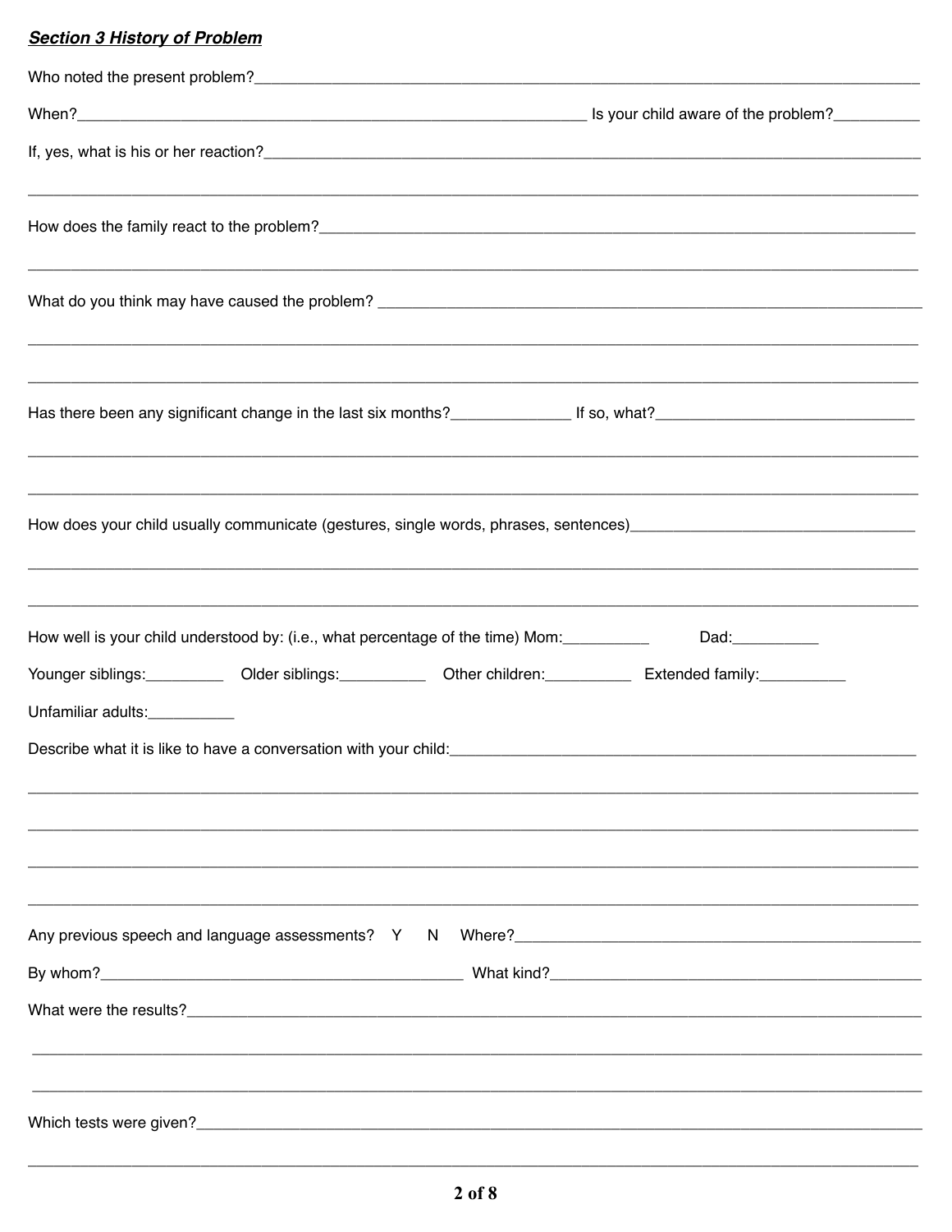***Section 3 History of Problem***

Who noted the present problem?\_\_\_\_\_\_\_\_\_\_\_\_\_\_\_\_\_\_\_\_\_\_\_\_\_\_\_\_\_\_\_\_\_\_\_\_\_\_\_\_

When?\_\_\_\_\_\_\_\_\_\_\_\_\_\_\_\_\_\_\_\_\_\_\_\_\_\_\_\_\_\_ Is your child aware of the problem?\_\_\_\_\_\_\_\_\_\_

If, yes, what is his or her reaction?\_\_\_\_\_\_\_\_\_\_\_\_\_\_\_\_\_\_\_\_\_\_\_\_\_\_\_\_\_\_\_\_\_\_\_\_\_\_\_\_

\_\_\_\_\_\_\_\_\_\_\_\_\_\_\_\_\_\_\_\_\_\_\_\_\_\_\_\_\_\_\_\_\_\_\_\_\_\_\_\_\_\_\_\_\_\_\_\_\_\_\_\_\_\_\_\_\_\_\_\_\_\_\_\_\_\_\_\_\_\_\_\_\_\_\_\_\_\_

How does the family react to the problem?\_\_\_\_\_\_\_\_\_\_\_\_\_\_\_\_\_\_\_\_\_\_\_\_\_\_\_\_\_\_\_\_\_\_\_\_\_\_\_\_

\_\_\_\_\_\_\_\_\_\_\_\_\_\_\_\_\_\_\_\_\_\_\_\_\_\_\_\_\_\_\_\_\_\_\_\_\_\_\_\_\_\_\_\_\_\_\_\_\_\_\_\_\_\_\_\_\_\_\_\_\_\_\_\_\_\_\_\_\_\_\_\_\_\_\_\_\_\_

What do you think may have caused the problem? \_\_\_\_\_\_\_\_\_\_\_\_\_\_\_\_\_\_\_\_\_\_\_\_\_\_\_\_\_\_\_\_\_\_\_\_\_\_\_\_

\_\_\_\_\_\_\_\_\_\_\_\_\_\_\_\_\_\_\_\_\_\_\_\_\_\_\_\_\_\_\_\_\_\_\_\_\_\_\_\_\_\_\_\_\_\_\_\_\_\_\_\_\_\_\_\_\_\_\_\_\_\_\_\_\_\_\_\_\_\_\_\_\_\_\_\_\_\_

\_\_\_\_\_\_\_\_\_\_\_\_\_\_\_\_\_\_\_\_\_\_\_\_\_\_\_\_\_\_\_\_\_\_\_\_\_\_\_\_\_\_\_\_\_\_\_\_\_\_\_\_\_\_\_\_\_\_\_\_\_\_\_\_\_\_\_\_\_\_\_\_\_\_\_\_\_\_

Has there been any significant change in the last six months?\_\_\_\_\_\_\_\_\_\_\_\_\_\_ If so, what?\_\_\_\_\_\_\_\_\_\_\_\_\_\_\_\_\_\_\_\_\_\_\_\_\_\_\_\_\_\_

\_\_\_\_\_\_\_\_\_\_\_\_\_\_\_\_\_\_\_\_\_\_\_\_\_\_\_\_\_\_\_\_\_\_\_\_\_\_\_\_\_\_\_\_\_\_\_\_\_\_\_\_\_\_\_\_\_\_\_\_\_\_\_\_\_\_\_\_\_\_\_\_\_\_\_\_\_\_

\_\_\_\_\_\_\_\_\_\_\_\_\_\_\_\_\_\_\_\_\_\_\_\_\_\_\_\_\_\_\_\_\_\_\_\_\_\_\_\_\_\_\_\_\_\_\_\_\_\_\_\_\_\_\_\_\_\_\_\_\_\_\_\_\_\_\_\_\_\_\_\_\_\_\_\_\_\_

How does your child usually communicate (gestures, single words, phrases, sentences)\_\_\_\_\_\_\_\_\_\_\_\_\_\_\_\_\_\_\_\_\_\_\_\_\_\_\_\_\_\_

\_\_\_\_\_\_\_\_\_\_\_\_\_\_\_\_\_\_\_\_\_\_\_\_\_\_\_\_\_\_\_\_\_\_\_\_\_\_\_\_\_\_\_\_\_\_\_\_\_\_\_\_\_\_\_\_\_\_\_\_\_\_\_\_\_\_\_\_\_\_\_\_\_\_\_\_\_\_

\_\_\_\_\_\_\_\_\_\_\_\_\_\_\_\_\_\_\_\_\_\_\_\_\_\_\_\_\_\_\_\_\_\_\_\_\_\_\_\_\_\_\_\_\_\_\_\_\_\_\_\_\_\_\_\_\_\_\_\_\_\_\_\_\_\_\_\_\_\_\_\_\_\_\_\_\_\_

How well is your child understood by: (i.e., what percentage of the time) Mom:\_\_\_\_\_\_\_\_\_\_ Dad:\_\_\_\_\_\_\_\_\_\_

Younger siblings:\_\_\_\_\_\_\_\_\_ Older siblings:\_\_\_\_\_\_\_\_\_\_ Other children:\_\_\_\_\_\_\_\_\_\_ Extended family:\_\_\_\_\_\_\_\_\_\_

Unfamiliar adults:\_\_\_\_\_\_\_\_\_\_

Describe what it is like to have a conversation with your child:\_\_\_\_\_\_\_\_\_\_\_\_\_\_\_\_\_\_\_\_\_\_\_\_\_\_\_\_\_\_\_\_\_\_\_\_\_\_\_\_

\_\_\_\_\_\_\_\_\_\_\_\_\_\_\_\_\_\_\_\_\_\_\_\_\_\_\_\_\_\_\_\_\_\_\_\_\_\_\_\_\_\_\_\_\_\_\_\_\_\_\_\_\_\_\_\_\_\_\_\_\_\_\_\_\_\_\_\_\_\_\_\_\_\_\_\_\_\_

\_\_\_\_\_\_\_\_\_\_\_\_\_\_\_\_\_\_\_\_\_\_\_\_\_\_\_\_\_\_\_\_\_\_\_\_\_\_\_\_\_\_\_\_\_\_\_\_\_\_\_\_\_\_\_\_\_\_\_\_\_\_\_\_\_\_\_\_\_\_\_\_\_\_\_\_\_\_

\_\_\_\_\_\_\_\_\_\_\_\_\_\_\_\_\_\_\_\_\_\_\_\_\_\_\_\_\_\_\_\_\_\_\_\_\_\_\_\_\_\_\_\_\_\_\_\_\_\_\_\_\_\_\_\_\_\_\_\_\_\_\_\_\_\_\_\_\_\_\_\_\_\_\_\_\_\_

\_\_\_\_\_\_\_\_\_\_\_\_\_\_\_\_\_\_\_\_\_\_\_\_\_\_\_\_\_\_\_\_\_\_\_\_\_\_\_\_\_\_\_\_\_\_\_\_\_\_\_\_\_\_\_\_\_\_\_\_\_\_\_\_\_\_\_\_\_\_\_\_\_\_\_\_\_\_

Any previous speech and language assessments? Y N Where?\_\_\_\_\_\_\_\_\_\_\_\_\_\_\_\_\_\_\_\_\_\_\_\_\_\_\_\_\_\_\_\_\_\_\_\_\_\_\_\_

By whom?\_\_\_\_\_\_\_\_\_\_\_\_\_\_\_\_\_\_\_\_\_\_\_\_\_\_\_\_\_\_\_\_\_\_\_\_\_\_\_\_ What kind?\_\_\_\_\_\_\_\_\_\_\_\_\_\_\_\_\_\_\_\_\_\_\_\_\_\_\_\_\_\_\_\_\_\_\_\_\_\_\_\_

What were the results?\_\_\_\_\_\_\_\_\_\_\_\_\_\_\_\_\_\_\_\_\_\_\_\_\_\_\_\_\_\_\_\_\_\_\_\_\_\_\_\_

\_\_\_\_\_\_\_\_\_\_\_\_\_\_\_\_\_\_\_\_\_\_\_\_\_\_\_\_\_\_\_\_\_\_\_\_\_\_\_\_\_\_\_\_\_\_\_\_\_\_\_\_\_\_\_\_\_\_\_\_\_\_\_\_\_\_\_\_\_\_\_\_\_\_\_\_\_\_

\_\_\_\_\_\_\_\_\_\_\_\_\_\_\_\_\_\_\_\_\_\_\_\_\_\_\_\_\_\_\_\_\_\_\_\_\_\_\_\_\_\_\_\_\_\_\_\_\_\_\_\_\_\_\_\_\_\_\_\_\_\_\_\_\_\_\_\_\_\_\_\_\_\_\_\_\_\_

Which tests were given?\_\_\_\_\_\_\_\_\_\_\_\_\_\_\_\_\_\_\_\_\_\_\_\_\_\_\_\_\_\_\_\_\_\_\_\_\_\_\_\_

\_\_\_\_\_\_\_\_\_\_\_\_\_\_\_\_\_\_\_\_\_\_\_\_\_\_\_\_\_\_\_\_\_\_\_\_\_\_\_\_\_\_\_\_\_\_\_\_\_\_\_\_\_\_\_\_\_\_\_\_\_\_\_\_\_\_\_\_\_\_\_\_\_\_\_\_\_\_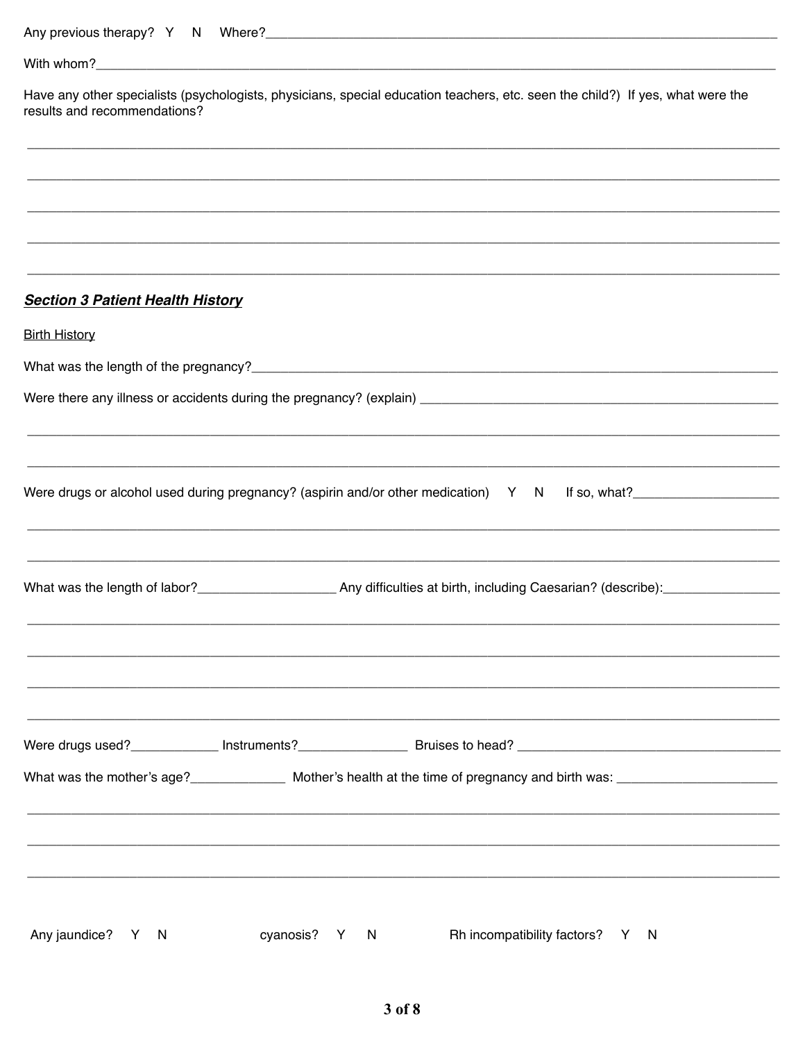Any previous therapy? Y N Where?\_\_\_\_\_\_\_\_\_\_\_\_\_\_\_\_\_\_\_\_\_\_\_\_\_\_\_\_\_\_\_\_\_\_\_\_\_\_\_\_

With whom?\_\_\_\_\_\_\_\_\_\_\_\_\_\_\_\_\_\_\_\_\_\_\_\_\_\_\_\_\_\_\_\_\_\_\_\_\_\_\_\_\_\_\_\_\_\_\_\_\_\_

Have any other specialists (psychologists, physicians, special education teachers, etc. seen the child?) If yes, what were the results and recommendations?

\_\_\_\_\_\_\_\_\_\_\_\_\_\_\_\_\_\_\_\_\_\_\_\_\_\_\_\_\_\_\_\_\_\_\_\_\_\_\_\_\_\_\_\_\_\_\_\_\_\_\_\_\_\_\_\_\_\_\_\_\_\_

\_\_\_\_\_\_\_\_\_\_\_\_\_\_\_\_\_\_\_\_\_\_\_\_\_\_\_\_\_\_\_\_\_\_\_\_\_\_\_\_\_\_\_\_\_\_\_\_\_\_\_\_\_\_\_\_\_\_\_\_\_\_

\_\_\_\_\_\_\_\_\_\_\_\_\_\_\_\_\_\_\_\_\_\_\_\_\_\_\_\_\_\_\_\_\_\_\_\_\_\_\_\_\_\_\_\_\_\_\_\_\_\_\_\_\_\_\_\_\_\_\_\_\_\_

\_\_\_\_\_\_\_\_\_\_\_\_\_\_\_\_\_\_\_\_\_\_\_\_\_\_\_\_\_\_\_\_\_\_\_\_\_\_\_\_\_\_\_\_\_\_\_\_\_\_\_\_\_\_\_\_\_\_\_\_\_\_

\_\_\_\_\_\_\_\_\_\_\_\_\_\_\_\_\_\_\_\_\_\_\_\_\_\_\_\_\_\_\_\_\_\_\_\_\_\_\_\_\_\_\_\_\_\_\_\_\_\_\_\_\_\_\_\_\_\_\_\_\_\_

## ***Section 3 Patient Health History***

Birth History

What was the length of the pregnancy?\_\_\_\_\_\_\_\_\_\_\_\_\_\_\_\_\_\_\_\_\_\_\_\_\_\_\_\_\_\_\_\_\_\_\_\_\_\_\_\_

Were there any illness or accidents during the pregnancy? (explain) \_\_\_\_\_\_\_\_\_\_\_\_\_\_\_\_\_\_\_\_\_\_\_\_\_\_\_\_

\_\_\_\_\_\_\_\_\_\_\_\_\_\_\_\_\_\_\_\_\_\_\_\_\_\_\_\_\_\_\_\_\_\_\_\_\_\_\_\_\_\_\_\_\_\_\_\_\_\_\_\_\_\_\_\_\_\_\_\_\_\_

\_\_\_\_\_\_\_\_\_\_\_\_\_\_\_\_\_\_\_\_\_\_\_\_\_\_\_\_\_\_\_\_\_\_\_\_\_\_\_\_\_\_\_\_\_\_\_\_\_\_\_\_\_\_\_\_\_\_\_\_\_\_

Were drugs or alcohol used during pregnancy? (aspirin and/or other medication) Y N If so, what?\_\_\_\_\_\_\_\_\_\_\_\_\_\_\_\_\_\_\_\_

\_\_\_\_\_\_\_\_\_\_\_\_\_\_\_\_\_\_\_\_\_\_\_\_\_\_\_\_\_\_\_\_\_\_\_\_\_\_\_\_\_\_\_\_\_\_\_\_\_\_\_\_\_\_\_\_\_\_\_\_\_\_

\_\_\_\_\_\_\_\_\_\_\_\_\_\_\_\_\_\_\_\_\_\_\_\_\_\_\_\_\_\_\_\_\_\_\_\_\_\_\_\_\_\_\_\_\_\_\_\_\_\_\_\_\_\_\_\_\_\_\_\_\_\_

What was the length of labor?\_\_\_\_\_\_\_\_\_\_\_\_\_\_\_\_\_\_\_ Any difficulties at birth, including Caesarian? (describe):\_\_\_\_\_\_\_\_\_\_\_\_\_\_\_\_

\_\_\_\_\_\_\_\_\_\_\_\_\_\_\_\_\_\_\_\_\_\_\_\_\_\_\_\_\_\_\_\_\_\_\_\_\_\_\_\_\_\_\_\_\_\_\_\_\_\_\_\_\_\_\_\_\_\_\_\_\_\_

\_\_\_\_\_\_\_\_\_\_\_\_\_\_\_\_\_\_\_\_\_\_\_\_\_\_\_\_\_\_\_\_\_\_\_\_\_\_\_\_\_\_\_\_\_\_\_\_\_\_\_\_\_\_\_\_\_\_\_\_\_\_

\_\_\_\_\_\_\_\_\_\_\_\_\_\_\_\_\_\_\_\_\_\_\_\_\_\_\_\_\_\_\_\_\_\_\_\_\_\_\_\_\_\_\_\_\_\_\_\_\_\_\_\_\_\_\_\_\_\_\_\_\_\_

\_\_\_\_\_\_\_\_\_\_\_\_\_\_\_\_\_\_\_\_\_\_\_\_\_\_\_\_\_\_\_\_\_\_\_\_\_\_\_\_\_\_\_\_\_\_\_\_\_\_\_\_\_\_\_\_\_\_\_\_\_\_

Were drugs used?\_\_\_\_\_\_\_\_\_\_\_\_ Instruments?\_\_\_\_\_\_\_\_\_\_\_\_\_\_\_ Bruises to head? \_\_\_\_\_\_\_\_\_\_\_\_\_\_\_\_\_\_\_\_\_\_\_\_\_\_\_\_\_\_\_\_\_\_\_\_\_

What was the mother's age?\_\_\_\_\_\_\_\_\_\_\_\_\_ Mother's health at the time of pregnancy and birth was: \_\_\_\_\_\_\_\_\_\_\_\_\_\_\_\_\_\_\_\_\_\_

\_\_\_\_\_\_\_\_\_\_\_\_\_\_\_\_\_\_\_\_\_\_\_\_\_\_\_\_\_\_\_\_\_\_\_\_\_\_\_\_\_\_\_\_\_\_\_\_\_\_\_\_\_\_\_\_\_\_\_\_\_\_

\_\_\_\_\_\_\_\_\_\_\_\_\_\_\_\_\_\_\_\_\_\_\_\_\_\_\_\_\_\_\_\_\_\_\_\_\_\_\_\_\_\_\_\_\_\_\_\_\_\_\_\_\_\_\_\_\_\_\_\_\_\_

\_\_\_\_\_\_\_\_\_\_\_\_\_\_\_\_\_\_\_\_\_\_\_\_\_\_\_\_\_\_\_\_\_\_\_\_\_\_\_\_\_\_\_\_\_\_\_\_\_\_\_\_\_\_\_\_\_\_\_\_\_\_

Any jaundice? Y N cyanosis? Y N Rh incompatibility factors? Y N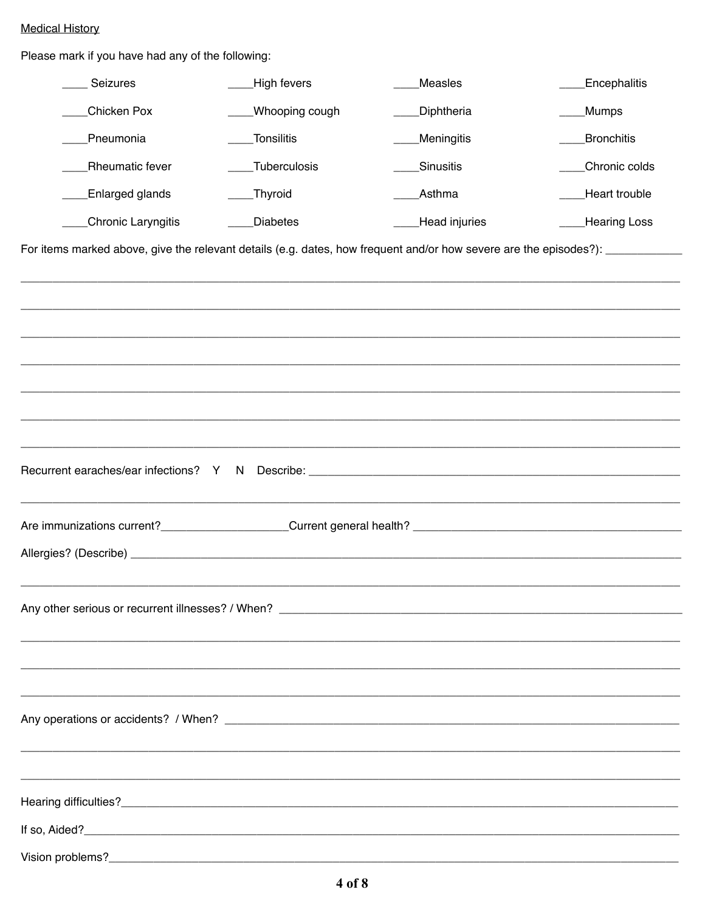Medical History

Please mark if you have had any of the following:

| | | | |
|---|---|---|---|
| ____ Seizures | ____High fevers | ____Measles | ____Encephalitis |
| ____Chicken Pox | ____Whooping cough | ____Diphtheria | ____Mumps |
| ____Pneumonia | ____Tonsilitis | ____Meningitis | ____Bronchitis |
| ____Rheumatic fever | ____Tuberculosis | ____Sinusitis | ____Chronic colds |
| ____Enlarged glands | ____Thyroid | ____Asthma | ____Heart trouble |
| ____Chronic Laryngitis | ____Diabetes | ____Head injuries | ____Hearing Loss |

For items marked above, give the relevant details (e.g. dates, how frequent and/or how severe are the episodes?): ____________

______________________________________________________________________________

______________________________________________________________________________

______________________________________________________________________________

______________________________________________________________________________

______________________________________________________________________________

______________________________________________________________________________

______________________________________________________________________________

Recurrent earaches/ear infections? Y N Describe: ______________________________________________

______________________________________________________________________________

Are immunizations current?____________________Current general health? ______________________________

Allergies? (Describe) ________________________________________________________________

______________________________________________________________________________

Any other serious or recurrent illnesses? / When? ______________________________________________

______________________________________________________________________________

______________________________________________________________________________

______________________________________________________________________________

Any operations or accidents? / When? ________________________________________________

______________________________________________________________________________

______________________________________________________________________________

Hearing difficulties?______________________________________________________________

If so, Aided?____________________________________________________________________

Vision problems?_________________________________________________________________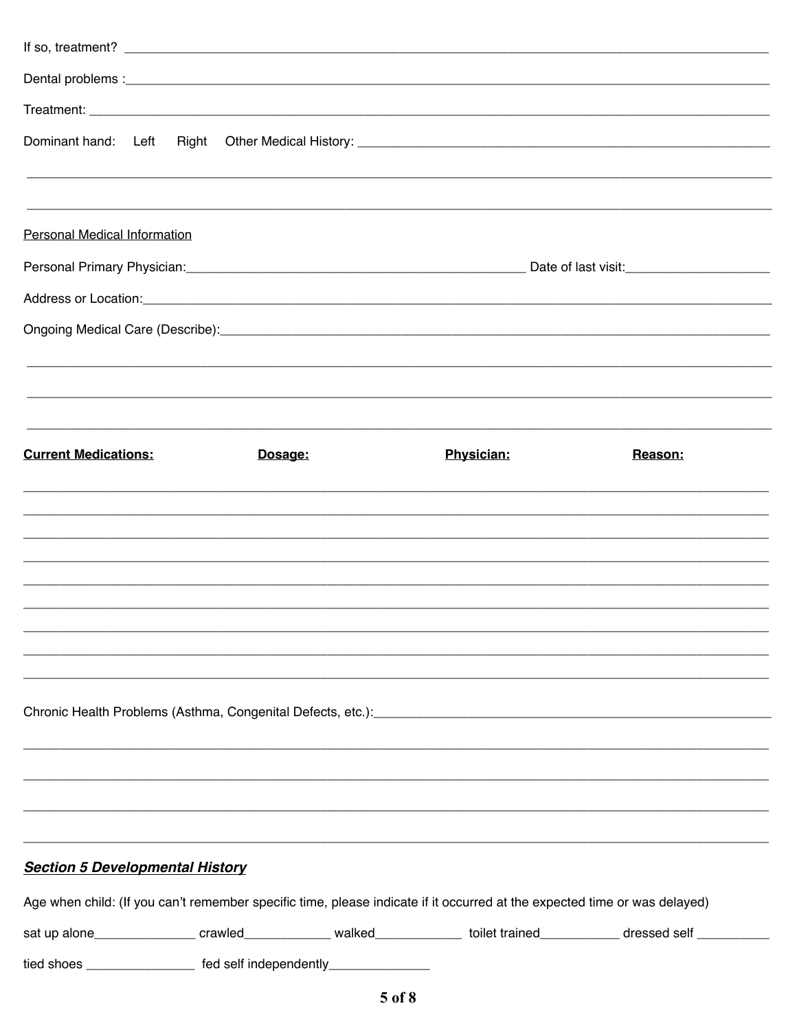If so, treatment? ______________________________________________________________________________

Dental problems :_______________________________________________________________________________

Treatment: ____________________________________________________________________________________

Dominant hand: Left Right Other Medical History: ________________________________________________

_______________________________________________________________________________________________

_______________________________________________________________________________________________

<u>Personal Medical Information</u>

Personal Primary Physician:_____________________________________________ Date of last visit:__________________

Address or Location:_____________________________________________________________________________

Ongoing Medical Care (Describe):__________________________________________________________________

_______________________________________________________________________________________________

_______________________________________________________________________________________________

_______________________________________________________________________________________________

| **Current Medications:** | **Dosage:** | **Physician:** | **Reason:** |
|---|---|---|---|
| | | | |
| | | | |
| | | | |
| | | | |
| | | | |
| | | | |
| | | | |
| | | | |
| | | | |

Chronic Health Problems (Asthma, Congenital Defects, etc.):___________________________________________

_______________________________________________________________________________________________

_______________________________________________________________________________________________

_______________________________________________________________________________________________

_______________________________________________________________________________________________

## ***Section 5 Developmental History***

Age when child: (If you can't remember specific time, please indicate if it occurred at the expected time or was delayed)

sat up alone______________ crawled____________ walked____________ toilet trained___________ dressed self __________

tied shoes _______________ fed self independently______________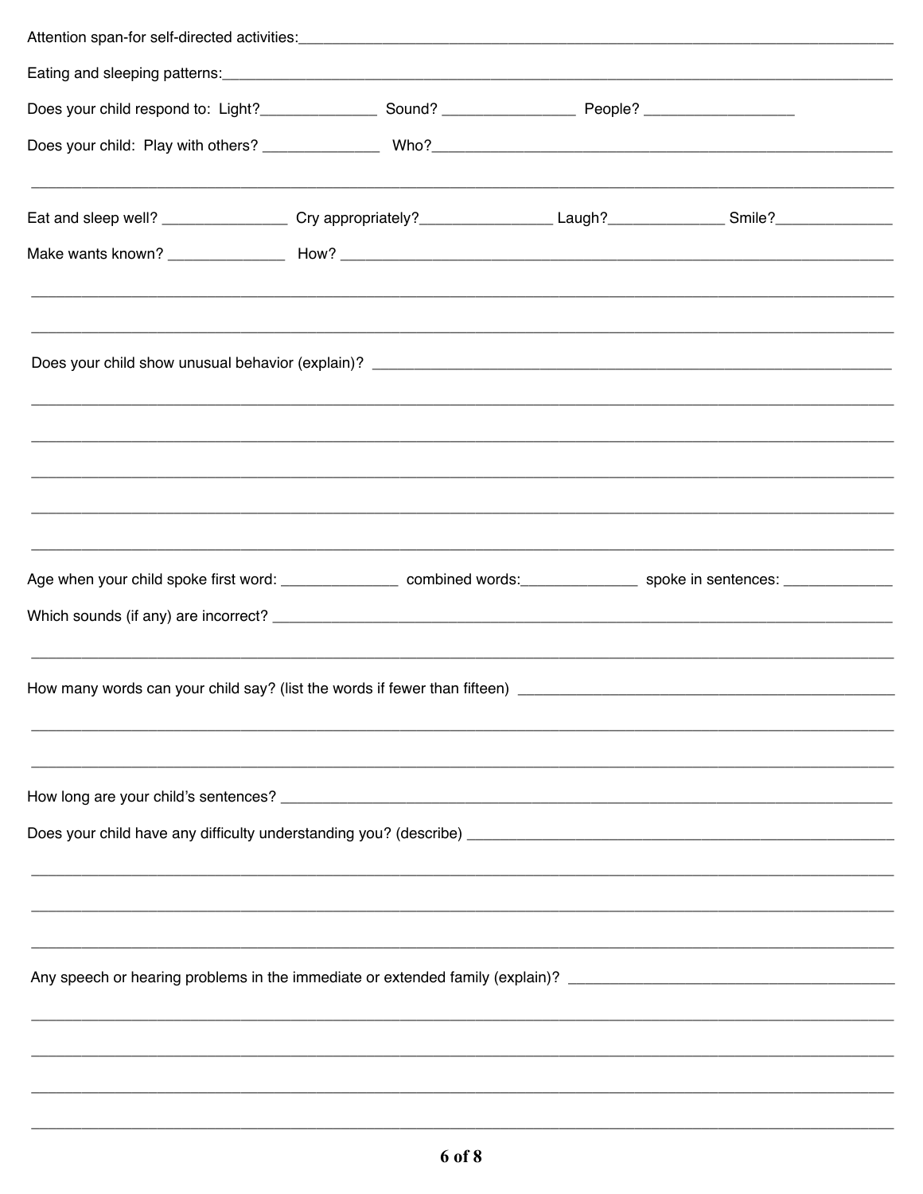Attention span-for self-directed activities:______________________________________________________________________

Eating and sleeping patterns:______________________________________________________________________

Does your child respond to: Light?______________ Sound? ________________ People? __________________

Does your child: Play with others? ______________ Who?______________________________________________________

______________________________________________________________________________________________

Eat and sleep well? _______________ Cry appropriately?________________ Laugh?______________ Smile?______________

Make wants known? ______________ How? ____________________________________________________________

______________________________________________________________________________________________

______________________________________________________________________________________________

Does your child show unusual behavior (explain)? ______________________________________________________

______________________________________________________________________________________________

______________________________________________________________________________________________

______________________________________________________________________________________________

______________________________________________________________________________________________

______________________________________________________________________________________________

Age when your child spoke first word: ______________ combined words:______________ spoke in sentences: _____________

Which sounds (if any) are incorrect? ______________________________________________________________

______________________________________________________________________________________________

How many words can your child say? (list the words if fewer than fifteen) _______________________________________

______________________________________________________________________________________________

______________________________________________________________________________________________

How long are your child's sentences? ______________________________________________________________

Does your child have any difficulty understanding you? (describe) _________________________________________

______________________________________________________________________________________________

______________________________________________________________________________________________

______________________________________________________________________________________________

Any speech or hearing problems in the immediate or extended family (explain)? ________________________________

______________________________________________________________________________________________

______________________________________________________________________________________________

______________________________________________________________________________________________

______________________________________________________________________________________________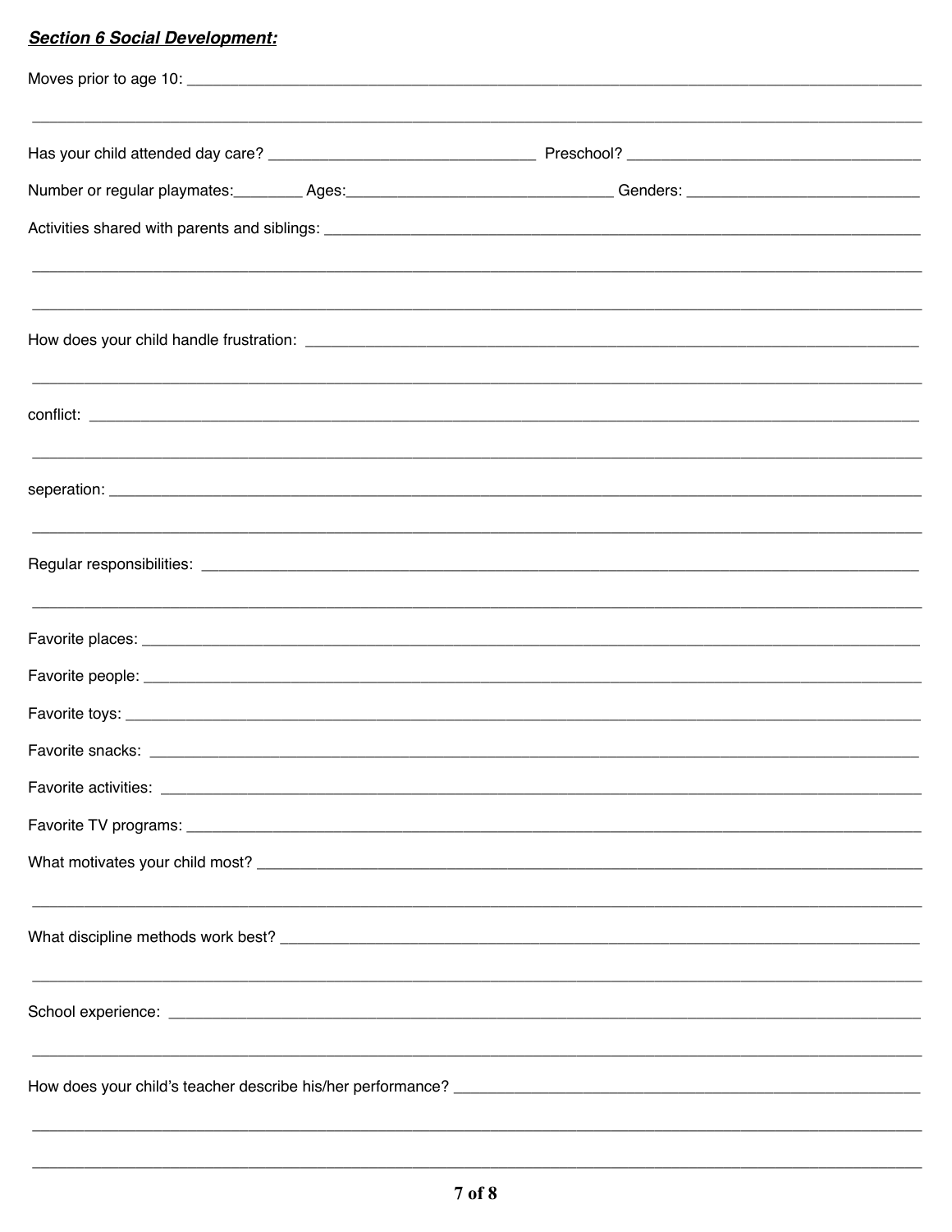***Section 6 Social Development:***

Moves prior to age 10: ____________________________________________________________________________

____________________________________________________________________________________________

Has your child attended day care? ______________________________ Preschool? ________________________________

Number or regular playmates:________ Ages:______________________________ Genders: __________________________

Activities shared with parents and siblings: _______________________________________________________________

____________________________________________________________________________________________

____________________________________________________________________________________________

How does your child handle frustration: __________________________________________________________________

____________________________________________________________________________________________

conflict: ____________________________________________________________________________________

____________________________________________________________________________________________

seperation: __________________________________________________________________________________

____________________________________________________________________________________________

Regular responsibilities: _______________________________________________________________________

____________________________________________________________________________________________

Favorite places: ______________________________________________________________________________

Favorite people: ______________________________________________________________________________

Favorite toys: ________________________________________________________________________________

Favorite snacks: ______________________________________________________________________________

Favorite activities: ____________________________________________________________________________

Favorite TV programs: _________________________________________________________________________

What motivates your child most? ________________________________________________________________

____________________________________________________________________________________________

What discipline methods work best? ______________________________________________________________

____________________________________________________________________________________________

School experience: ____________________________________________________________________________

____________________________________________________________________________________________

How does your child's teacher describe his/her performance? ______________________________________________

____________________________________________________________________________________________

____________________________________________________________________________________________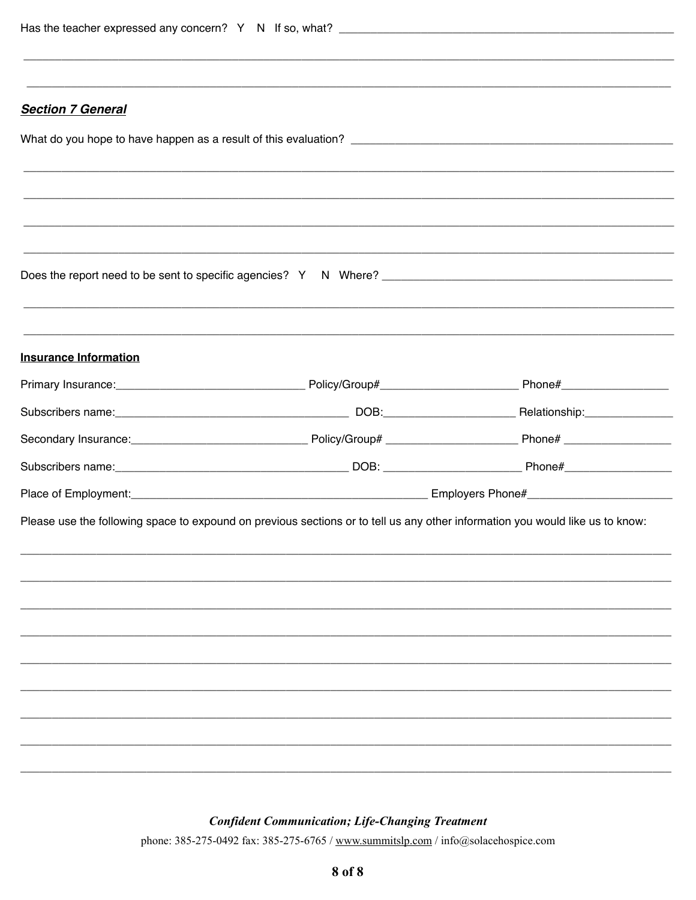Has the teacher expressed any concern? Y N If so, what? ______________________________________________________

___________________________________________________________________________________________________

___________________________________________________________________________________________________

### ***Section 7 General***

What do you hope to have happen as a result of this evaluation? ______________________________________________

___________________________________________________________________________________________________

___________________________________________________________________________________________________

___________________________________________________________________________________________________

___________________________________________________________________________________________________

Does the report need to be sent to specific agencies? Y N Where? _____________________________________________

___________________________________________________________________________________________________

___________________________________________________________________________________________________

**Insurance Information**

Primary Insurance:______________________________ Policy/Group#______________________ Phone#_________________

Subscribers name:_____________________________________ DOB:_____________________ Relationship:______________

Secondary Insurance:___________________________ Policy/Group# _____________________ Phone# _________________

Subscribers name:_____________________________________ DOB: ______________________ Phone#_________________

Place of Employment:_______________________________________________ Employers Phone#_______________________

Please use the following space to expound on previous sections or to tell us any other information you would like us to know:

___________________________________________________________________________________________________

___________________________________________________________________________________________________

___________________________________________________________________________________________________

___________________________________________________________________________________________________

___________________________________________________________________________________________________

___________________________________________________________________________________________________

___________________________________________________________________________________________________

___________________________________________________________________________________________________

___________________________________________________________________________________________________

***Confident Communication; Life-Changing Treatment***

phone: 385-275-0492 fax: 385-275-6765 / www.summitslp.com / info@solacehospice.com